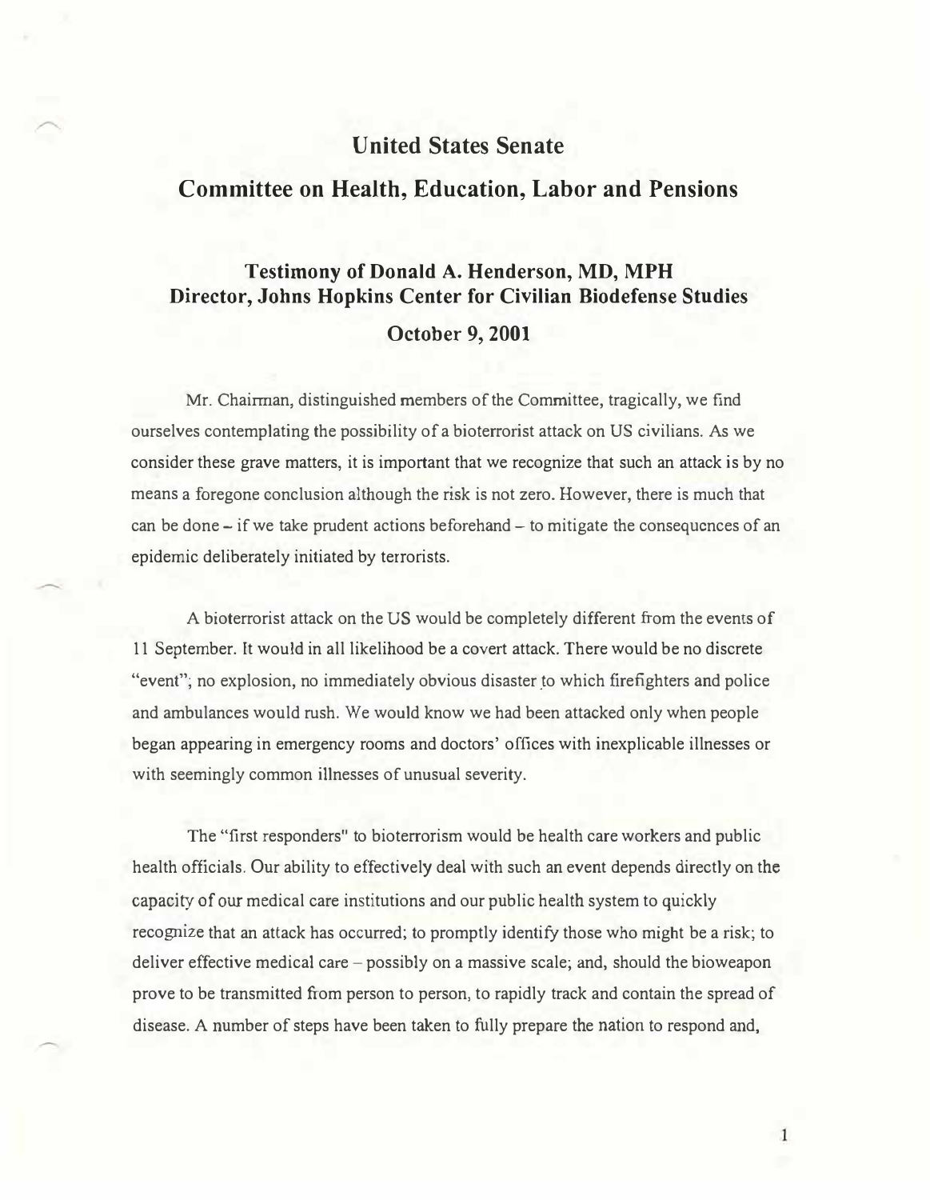# United States Senate

## Committee on Health, Education, Labor and Pensions

### Testimony of Donald A. Henderson, MD, MPH
### Director, Johns Hopkins Center for Civilian Biodefense Studies
### October 9, 2001

Mr. Chairman, distinguished members of the Committee, tragically, we find ourselves contemplating the possibility of a bioterrorist attack on US civilians. As we consider these grave matters, it is important that we recognize that such an attack is by no means a foregone conclusion although the risk is not zero. However, there is much that can be done – if we take prudent actions beforehand – to mitigate the consequences of an epidemic deliberately initiated by terrorists.

A bioterrorist attack on the US would be completely different from the events of 11 September. It would in all likelihood be a covert attack. There would be no discrete "event"; no explosion, no immediately obvious disaster to which firefighters and police and ambulances would rush. We would know we had been attacked only when people began appearing in emergency rooms and doctors' offices with inexplicable illnesses or with seemingly common illnesses of unusual severity.

The "first responders" to bioterrorism would be health care workers and public health officials. Our ability to effectively deal with such an event depends directly on the capacity of our medical care institutions and our public health system to quickly recognize that an attack has occurred; to promptly identify those who might be a risk; to deliver effective medical care – possibly on a massive scale; and, should the bioweapon prove to be transmitted from person to person, to rapidly track and contain the spread of disease. A number of steps have been taken to fully prepare the nation to respond and,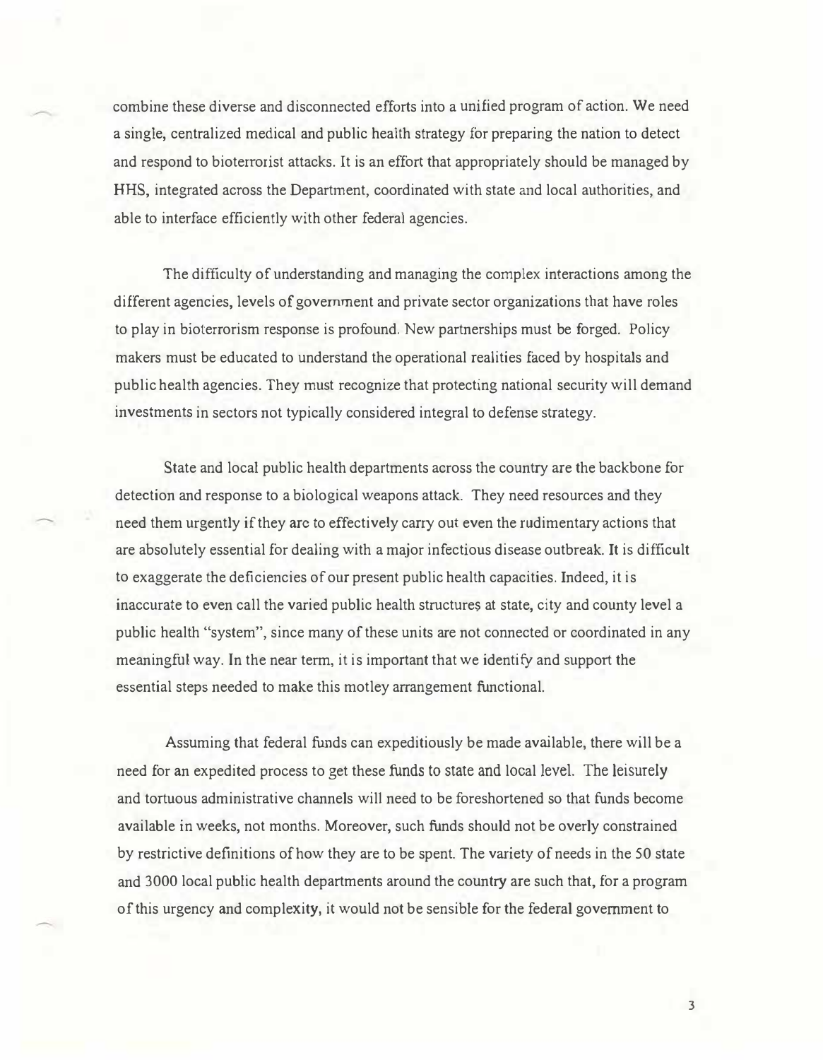combine these diverse and disconnected efforts into a unified program of action. We need a single, centralized medical and public health strategy for preparing the nation to detect and respond to bioterrorist attacks. It is an effort that appropriately should be managed by HHS, integrated across the Department, coordinated with state and local authorities, and able to interface efficiently with other federal agencies.

The difficulty of understanding and managing the complex interactions among the different agencies, levels of government and private sector organizations that have roles to play in bioterrorism response is profound. New partnerships must be forged. Policy makers must be educated to understand the operational realities faced by hospitals and public health agencies. They must recognize that protecting national security will demand investments in sectors not typically considered integral to defense strategy.

State and local public health departments across the country are the backbone for detection and response to a biological weapons attack. They need resources and they need them urgently if they are to effectively carry out even the rudimentary actions that are absolutely essential for dealing with a major infectious disease outbreak. It is difficult to exaggerate the deficiencies of our present public health capacities. Indeed, it is inaccurate to even call the varied public health structures at state, city and county level a public health "system", since many of these units are not connected or coordinated in any meaningful way. In the near term, it is important that we identify and support the essential steps needed to make this motley arrangement functional.

Assuming that federal funds can expeditiously be made available, there will be a need for an expedited process to get these funds to state and local level. The leisurely and tortuous administrative channels will need to be foreshortened so that funds become available in weeks, not months. Moreover, such funds should not be overly constrained by restrictive definitions of how they are to be spent. The variety of needs in the 50 state and 3000 local public health departments around the country are such that, for a program of this urgency and complexity, it would not be sensible for the federal government to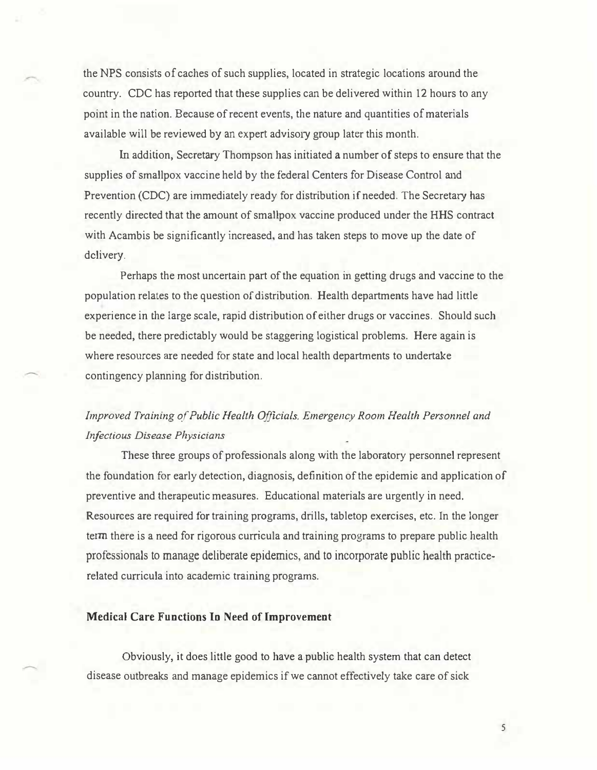the NPS consists of caches of such supplies, located in strategic locations around the country. CDC has reported that these supplies can be delivered within 12 hours to any point in the nation. Because of recent events, the nature and quantities of materials available will be reviewed by an expert advisory group later this month.

In addition, Secretary Thompson has initiated a number of steps to ensure that the supplies of smallpox vaccine held by the federal Centers for Disease Control and Prevention (CDC) are immediately ready for distribution if needed. The Secretary has recently directed that the amount of smallpox vaccine produced under the HHS contract with Acambis be significantly increased, and has taken steps to move up the date of delivery.

Perhaps the most uncertain part of the equation in getting drugs and vaccine to the population relates to the question of distribution. Health departments have had little experience in the large scale, rapid distribution of either drugs or vaccines. Should such be needed, there predictably would be staggering logistical problems. Here again is where resources are needed for state and local health departments to undertake contingency planning for distribution.

*Improved Training of Public Health Officials, Emergency Room Health Personnel and Infectious Disease Physicians*

These three groups of professionals along with the laboratory personnel represent the foundation for early detection, diagnosis, definition of the epidemic and application of preventive and therapeutic measures. Educational materials are urgently in need. Resources are required for training programs, drills, tabletop exercises, etc. In the longer term there is a need for rigorous curricula and training programs to prepare public health professionals to manage deliberate epidemics, and to incorporate public health practice-related curricula into academic training programs.

**Medical Care Functions In Need of Improvement**

Obviously, it does little good to have a public health system that can detect disease outbreaks and manage epidemics if we cannot effectively take care of sick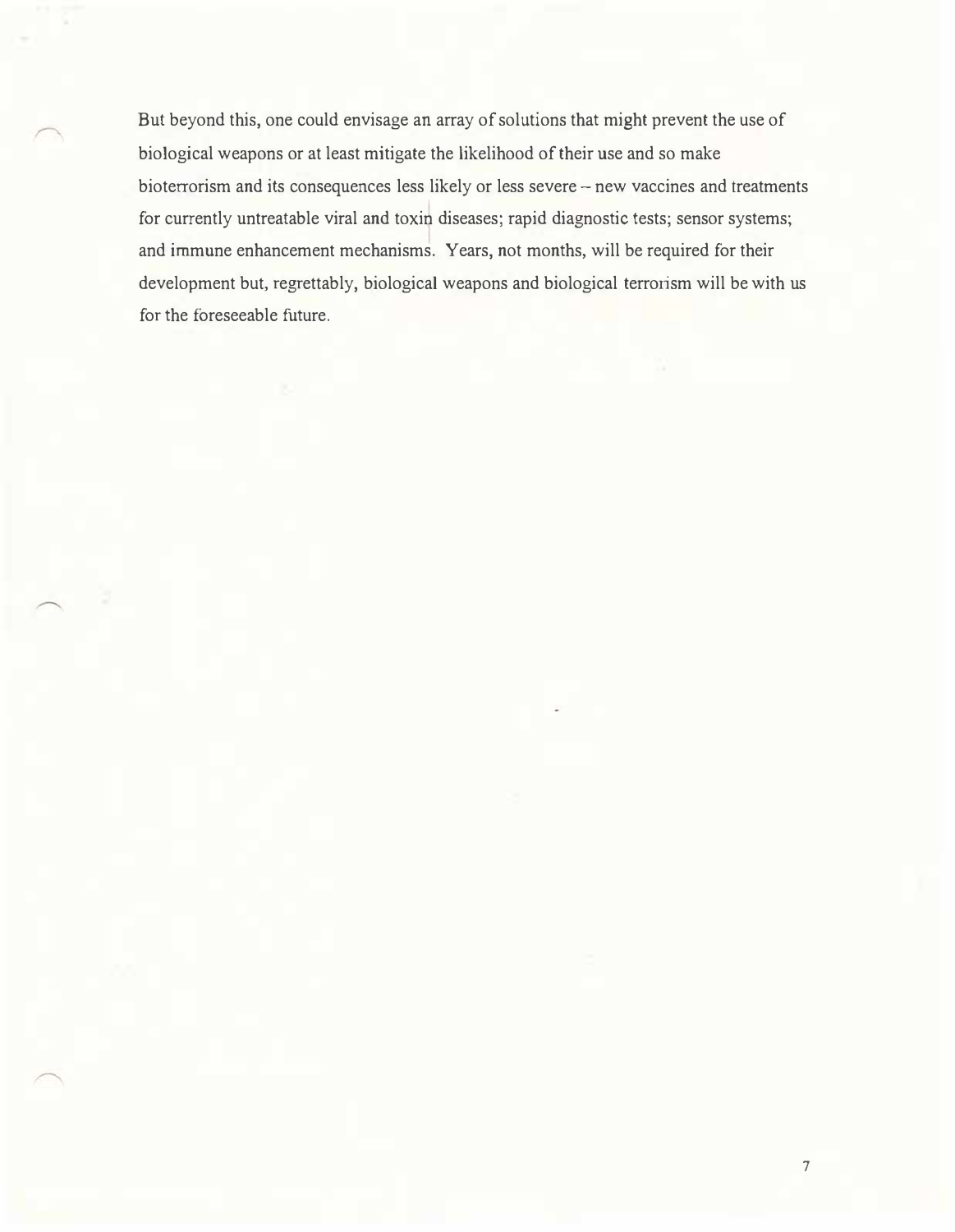But beyond this, one could envisage an array of solutions that might prevent the use of biological weapons or at least mitigate the likelihood of their use and so make bioterrorism and its consequences less likely or less severe – new vaccines and treatments for currently untreatable viral and toxin diseases; rapid diagnostic tests; sensor systems; and immune enhancement mechanisms. Years, not months, will be required for their development but, regrettably, biological weapons and biological terrorism will be with us for the foreseeable future.